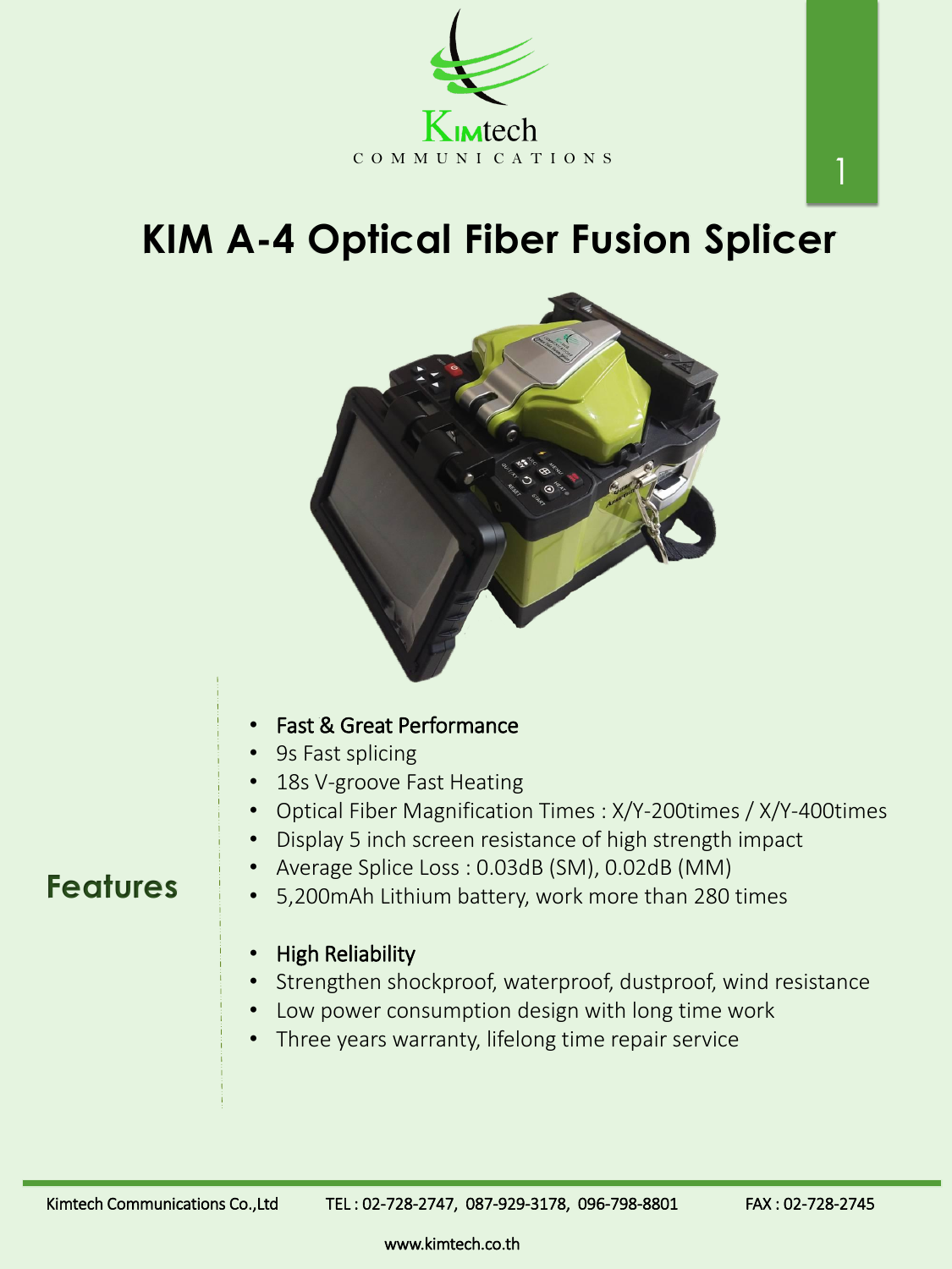# KIM A-4 Optical Fiber Fusion Splicer

## Features

- Fast & Great Performance
- 9s Fast splicing
- 18s V-groove Fast Heating
- Optical Fiber Magnification Times : X/Y-200times / X/Y-400times
- Display 5 inch screen resistance of high strength impact
- Average Splice Loss : 0.03dB (SM), 0.02dB (MM)
- 5,200mAh Lithium battery, work more than 280 times

- High Reliability
- Strengthen shockproof, waterproof, dustproof, wind resistance
- Low power consumption design with long time work
- Three years warranty, lifelong time repair service

Kimtech Communications Co.,Ltd TEL : 02-728-2747, 087-929-3178, 096-798-8801 FAX : 02-728-2745

www.kimtech.co.th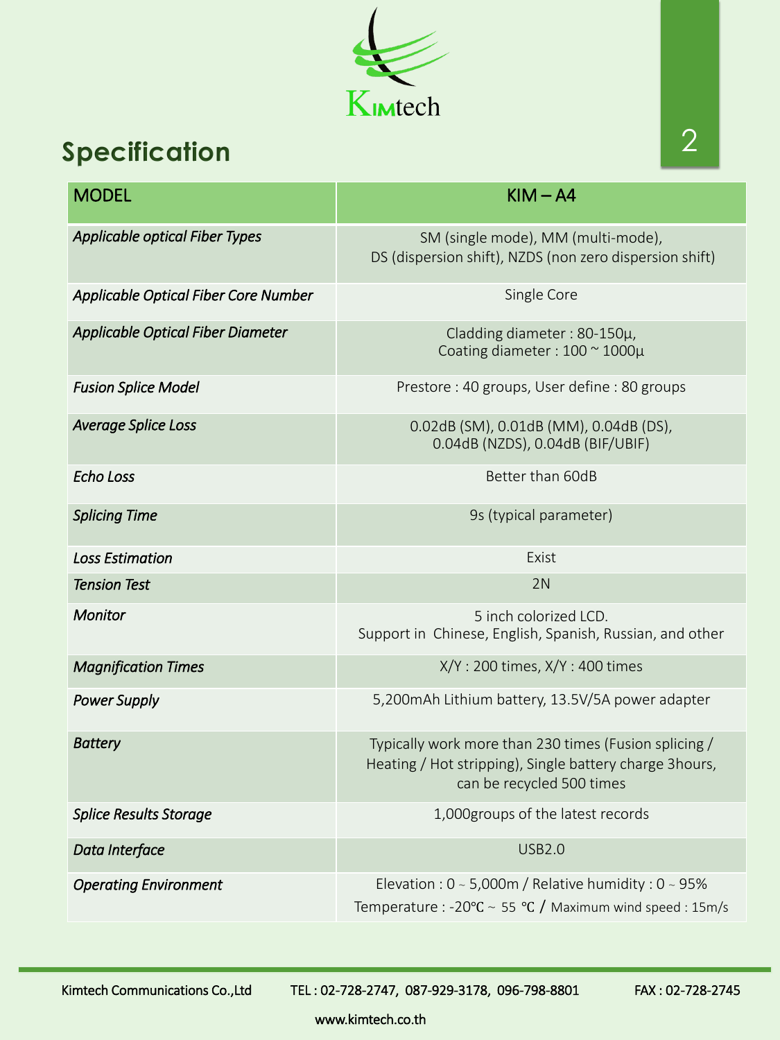Kimtech

# Specification

| MODEL | KIM – A4 |
|---|---|
| *Applicable optical Fiber Types* | SM (single mode), MM (multi-mode), DS (dispersion shift), NZDS (non zero dispersion shift) |
| *Applicable Optical Fiber Core Number* | Single Core |
| *Applicable Optical Fiber Diameter* | Cladding diameter : 80-150µ, Coating diameter : 100 ~ 1000µ |
| *Fusion Splice Model* | Prestore : 40 groups, User define : 80 groups |
| *Average Splice Loss* | 0.02dB (SM), 0.01dB (MM), 0.04dB (DS), 0.04dB (NZDS), 0.04dB (BIF/UBIF) |
| *Echo Loss* | Better than 60dB |
| *Splicing Time* | 9s (typical parameter) |
| *Loss Estimation* | Exist |
| *Tension Test* | 2N |
| *Monitor* | 5 inch colorized LCD. Support in Chinese, English, Spanish, Russian, and other |
| *Magnification Times* | X/Y : 200 times, X/Y : 400 times |
| *Power Supply* | 5,200mAh Lithium battery, 13.5V/5A power adapter |
| *Battery* | Typically work more than 230 times (Fusion splicing / Heating / Hot stripping), Single battery charge 3hours, can be recycled 500 times |
| *Splice Results Storage* | 1,000groups of the latest records |
| *Data Interface* | USB2.0 |
| *Operating Environment* | Elevation : 0 ~ 5,000m / Relative humidity : 0 ~ 95% Temperature : -20℃ ~ 55 ℃ / Maximum wind speed : 15m/s |

Kimtech Communications Co.,Ltd TEL : 02-728-2747, 087-929-3178, 096-798-8801 FAX : 02-728-2745

www.kimtech.co.th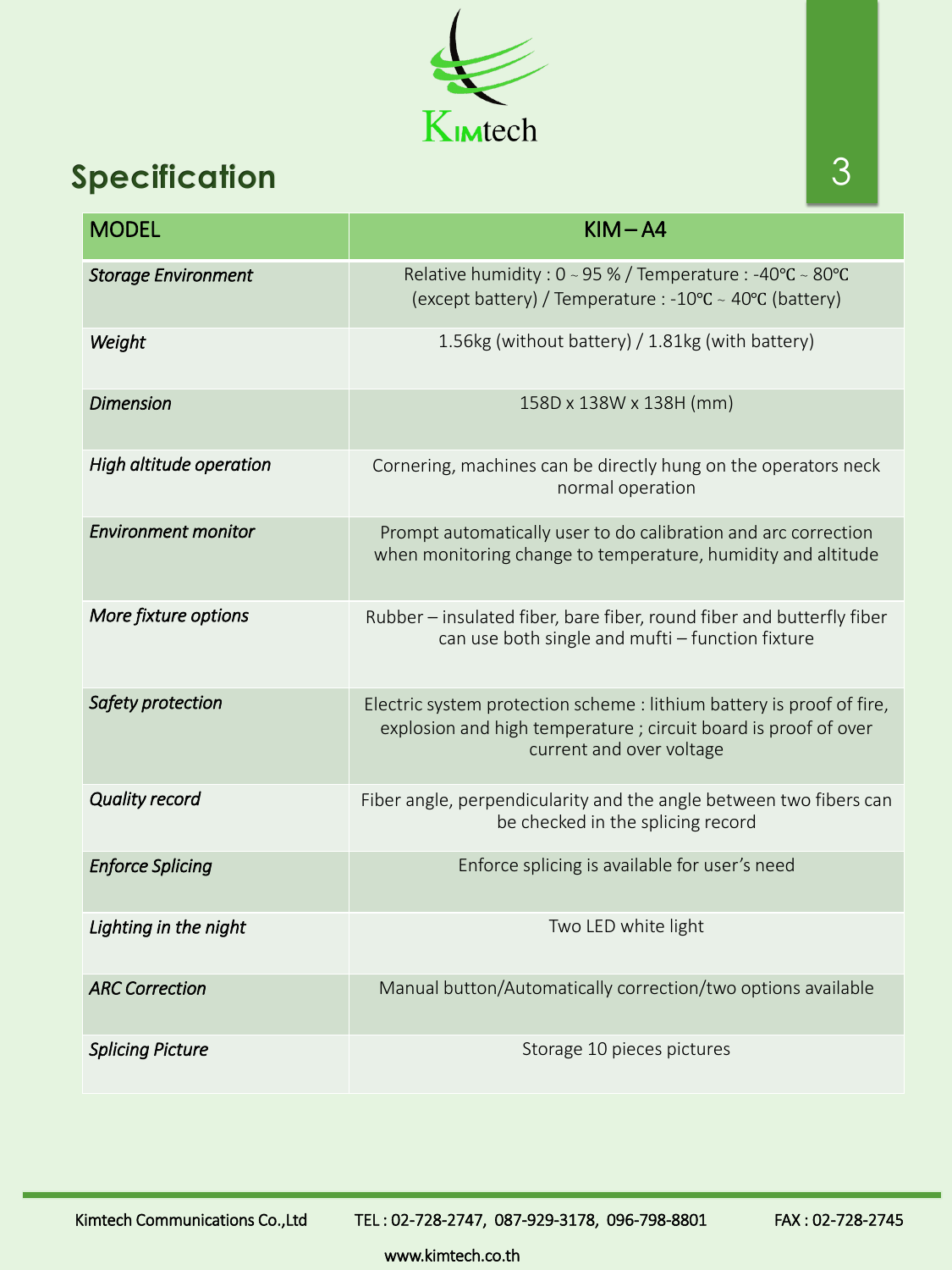Kimtech

## Specification

| MODEL | KIM – A4 |
|---|---|
| *Storage Environment* | Relative humidity : 0 ~ 95 % / Temperature : -40℃ ~ 80℃ (except battery) / Temperature : -10℃ ~ 40℃ (battery) |
| *Weight* | 1.56kg (without battery) / 1.81kg (with battery) |
| *Dimension* | 158D x 138W x 138H (mm) |
| *High altitude operation* | Cornering, machines can be directly hung on the operators neck normal operation |
| *Environment monitor* | Prompt automatically user to do calibration and arc correction when monitoring change to temperature, humidity and altitude |
| *More fixture options* | Rubber – insulated fiber, bare fiber, round fiber and butterfly fiber can use both single and mufti – function fixture |
| *Safety protection* | Electric system protection scheme : lithium battery is proof of fire, explosion and high temperature ; circuit board is proof of over current and over voltage |
| *Quality record* | Fiber angle, perpendicularity and the angle between two fibers can be checked in the splicing record |
| *Enforce Splicing* | Enforce splicing is available for user's need |
| *Lighting in the night* | Two LED white light |
| *ARC Correction* | Manual button/Automatically correction/two options available |
| *Splicing Picture* | Storage 10 pieces pictures |

Kimtech Communications Co.,Ltd TEL : 02-728-2747, 087-929-3178, 096-798-8801 FAX : 02-728-2745

www.kimtech.co.th